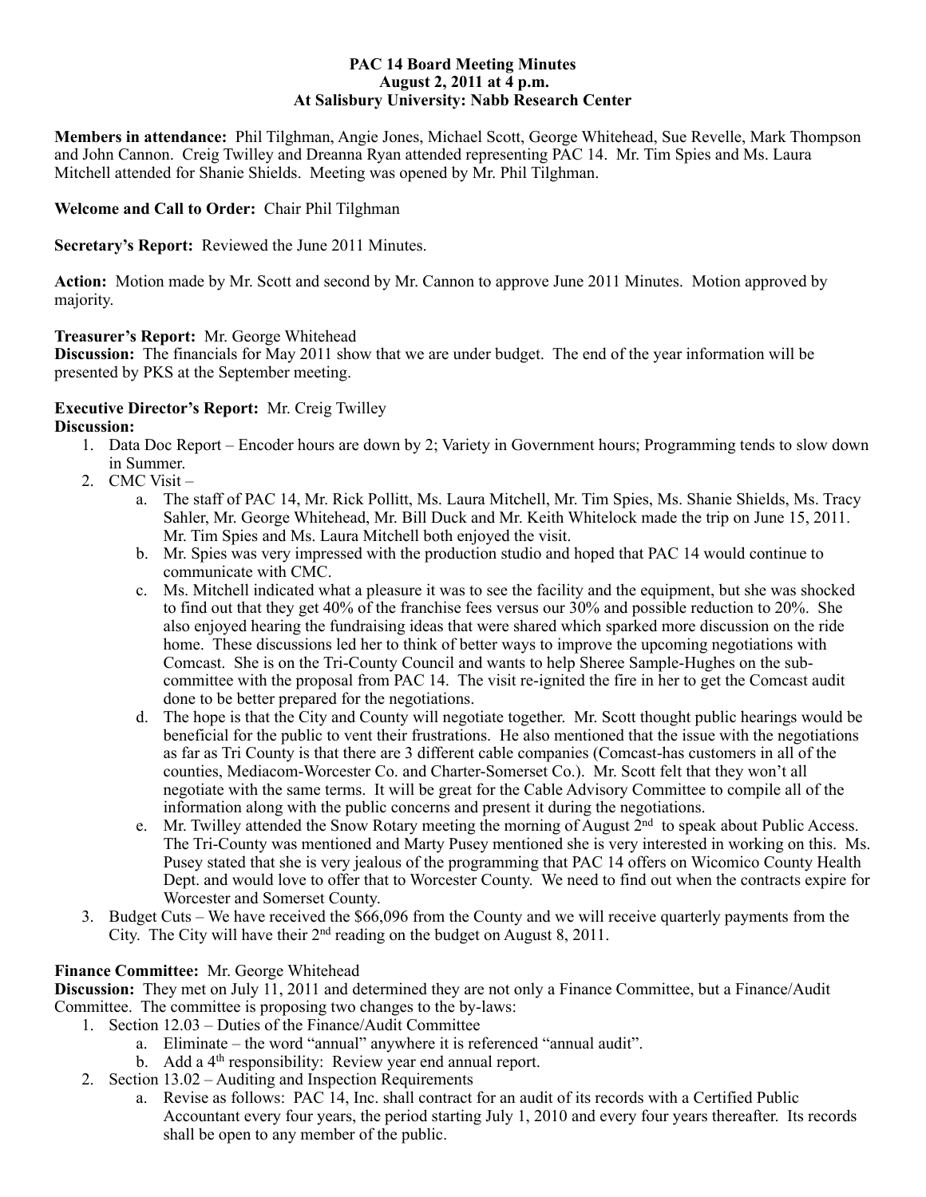**PAC 14 Board Meeting Minutes**
**August 2, 2011 at 4 p.m.**
**At Salisbury University: Nabb Research Center**

**Members in attendance:** Phil Tilghman, Angie Jones, Michael Scott, George Whitehead, Sue Revelle, Mark Thompson and John Cannon. Creig Twilley and Dreanna Ryan attended representing PAC 14. Mr. Tim Spies and Ms. Laura Mitchell attended for Shanie Shields. Meeting was opened by Mr. Phil Tilghman.

**Welcome and Call to Order:** Chair Phil Tilghman

**Secretary's Report:** Reviewed the June 2011 Minutes.

**Action:** Motion made by Mr. Scott and second by Mr. Cannon to approve June 2011 Minutes. Motion approved by majority.

**Treasurer's Report:** Mr. George Whitehead
**Discussion:** The financials for May 2011 show that we are under budget. The end of the year information will be presented by PKS at the September meeting.

**Executive Director's Report:** Mr. Creig Twilley
**Discussion:**

1. Data Doc Report – Encoder hours are down by 2; Variety in Government hours; Programming tends to slow down in Summer.
2. CMC Visit –
   a. The staff of PAC 14, Mr. Rick Pollitt, Ms. Laura Mitchell, Mr. Tim Spies, Ms. Shanie Shields, Ms. Tracy Sahler, Mr. George Whitehead, Mr. Bill Duck and Mr. Keith Whitelock made the trip on June 15, 2011. Mr. Tim Spies and Ms. Laura Mitchell both enjoyed the visit.
   b. Mr. Spies was very impressed with the production studio and hoped that PAC 14 would continue to communicate with CMC.
   c. Ms. Mitchell indicated what a pleasure it was to see the facility and the equipment, but she was shocked to find out that they get 40% of the franchise fees versus our 30% and possible reduction to 20%. She also enjoyed hearing the fundraising ideas that were shared which sparked more discussion on the ride home. These discussions led her to think of better ways to improve the upcoming negotiations with Comcast. She is on the Tri-County Council and wants to help Sheree Sample-Hughes on the sub-committee with the proposal from PAC 14. The visit re-ignited the fire in her to get the Comcast audit done to be better prepared for the negotiations.
   d. The hope is that the City and County will negotiate together. Mr. Scott thought public hearings would be beneficial for the public to vent their frustrations. He also mentioned that the issue with the negotiations as far as Tri County is that there are 3 different cable companies (Comcast-has customers in all of the counties, Mediacom-Worcester Co. and Charter-Somerset Co.). Mr. Scott felt that they won't all negotiate with the same terms. It will be great for the Cable Advisory Committee to compile all of the information along with the public concerns and present it during the negotiations.
   e. Mr. Twilley attended the Snow Rotary meeting the morning of August 2nd to speak about Public Access. The Tri-County was mentioned and Marty Pusey mentioned she is very interested in working on this. Ms. Pusey stated that she is very jealous of the programming that PAC 14 offers on Wicomico County Health Dept. and would love to offer that to Worcester County. We need to find out when the contracts expire for Worcester and Somerset County.
3. Budget Cuts – We have received the $66,096 from the County and we will receive quarterly payments from the City. The City will have their 2nd reading on the budget on August 8, 2011.

**Finance Committee:** Mr. George Whitehead
**Discussion:** They met on July 11, 2011 and determined they are not only a Finance Committee, but a Finance/Audit Committee. The committee is proposing two changes to the by-laws:

1. Section 12.03 – Duties of the Finance/Audit Committee
   a. Eliminate – the word "annual" anywhere it is referenced "annual audit".
   b. Add a 4th responsibility: Review year end annual report.
2. Section 13.02 – Auditing and Inspection Requirements
   a. Revise as follows: PAC 14, Inc. shall contract for an audit of its records with a Certified Public Accountant every four years, the period starting July 1, 2010 and every four years thereafter. Its records shall be open to any member of the public.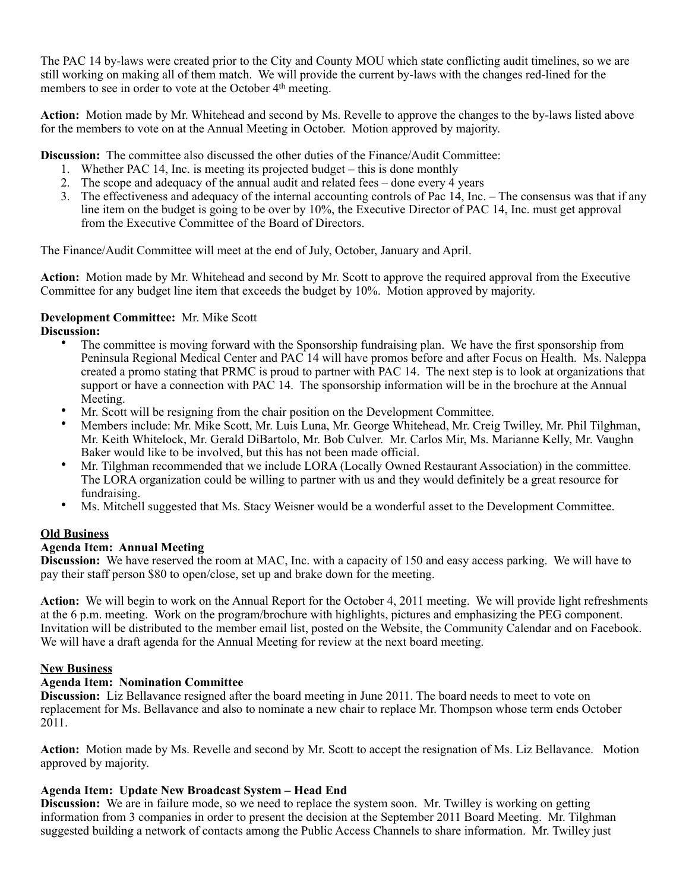The PAC 14 by-laws were created prior to the City and County MOU which state conflicting audit timelines, so we are still working on making all of them match. We will provide the current by-laws with the changes red-lined for the members to see in order to vote at the October 4th meeting.

**Action:** Motion made by Mr. Whitehead and second by Ms. Revelle to approve the changes to the by-laws listed above for the members to vote on at the Annual Meeting in October. Motion approved by majority.

**Discussion:** The committee also discussed the other duties of the Finance/Audit Committee:

1. Whether PAC 14, Inc. is meeting its projected budget – this is done monthly
2. The scope and adequacy of the annual audit and related fees – done every 4 years
3. The effectiveness and adequacy of the internal accounting controls of Pac 14, Inc. – The consensus was that if any line item on the budget is going to be over by 10%, the Executive Director of PAC 14, Inc. must get approval from the Executive Committee of the Board of Directors.

The Finance/Audit Committee will meet at the end of July, October, January and April.

**Action:** Motion made by Mr. Whitehead and second by Mr. Scott to approve the required approval from the Executive Committee for any budget line item that exceeds the budget by 10%. Motion approved by majority.

**Development Committee:** Mr. Mike Scott
**Discussion:**

- The committee is moving forward with the Sponsorship fundraising plan. We have the first sponsorship from Peninsula Regional Medical Center and PAC 14 will have promos before and after Focus on Health. Ms. Naleppa created a promo stating that PRMC is proud to partner with PAC 14. The next step is to look at organizations that support or have a connection with PAC 14. The sponsorship information will be in the brochure at the Annual Meeting.
- Mr. Scott will be resigning from the chair position on the Development Committee.
- Members include: Mr. Mike Scott, Mr. Luis Luna, Mr. George Whitehead, Mr. Creig Twilley, Mr. Phil Tilghman, Mr. Keith Whitelock, Mr. Gerald DiBartolo, Mr. Bob Culver. Mr. Carlos Mir, Ms. Marianne Kelly, Mr. Vaughn Baker would like to be involved, but this has not been made official.
- Mr. Tilghman recommended that we include LORA (Locally Owned Restaurant Association) in the committee. The LORA organization could be willing to partner with us and they would definitely be a great resource for fundraising.
- Ms. Mitchell suggested that Ms. Stacy Weisner would be a wonderful asset to the Development Committee.

## Old Business

**Agenda Item: Annual Meeting**
**Discussion:** We have reserved the room at MAC, Inc. with a capacity of 150 and easy access parking. We will have to pay their staff person $80 to open/close, set up and brake down for the meeting.

**Action:** We will begin to work on the Annual Report for the October 4, 2011 meeting. We will provide light refreshments at the 6 p.m. meeting. Work on the program/brochure with highlights, pictures and emphasizing the PEG component. Invitation will be distributed to the member email list, posted on the Website, the Community Calendar and on Facebook. We will have a draft agenda for the Annual Meeting for review at the next board meeting.

## New Business

**Agenda Item: Nomination Committee**
**Discussion:** Liz Bellavance resigned after the board meeting in June 2011. The board needs to meet to vote on replacement for Ms. Bellavance and also to nominate a new chair to replace Mr. Thompson whose term ends October 2011.

**Action:** Motion made by Ms. Revelle and second by Mr. Scott to accept the resignation of Ms. Liz Bellavance. Motion approved by majority.

**Agenda Item: Update New Broadcast System – Head End**
**Discussion:** We are in failure mode, so we need to replace the system soon. Mr. Twilley is working on getting information from 3 companies in order to present the decision at the September 2011 Board Meeting. Mr. Tilghman suggested building a network of contacts among the Public Access Channels to share information. Mr. Twilley just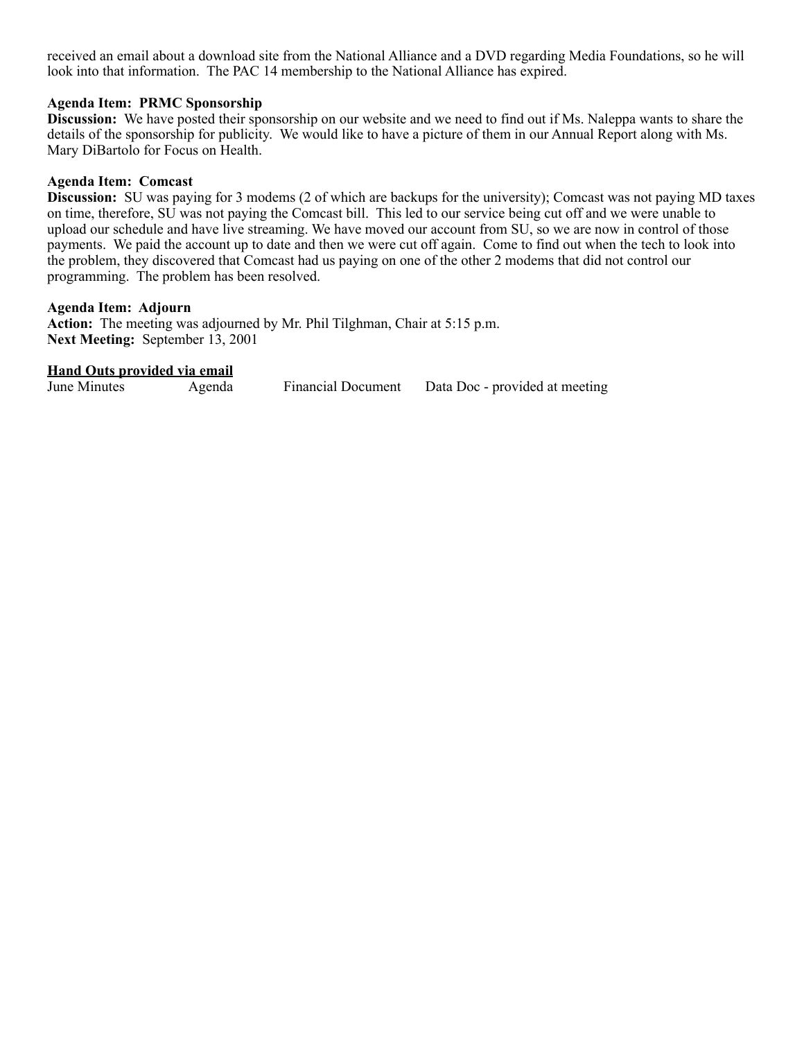received an email about a download site from the National Alliance and a DVD regarding Media Foundations, so he will look into that information. The PAC 14 membership to the National Alliance has expired.

**Agenda Item: PRMC Sponsorship**
**Discussion:** We have posted their sponsorship on our website and we need to find out if Ms. Naleppa wants to share the details of the sponsorship for publicity. We would like to have a picture of them in our Annual Report along with Ms. Mary DiBartolo for Focus on Health.

**Agenda Item: Comcast**
**Discussion:** SU was paying for 3 modems (2 of which are backups for the university); Comcast was not paying MD taxes on time, therefore, SU was not paying the Comcast bill. This led to our service being cut off and we were unable to upload our schedule and have live streaming. We have moved our account from SU, so we are now in control of those payments. We paid the account up to date and then we were cut off again. Come to find out when the tech to look into the problem, they discovered that Comcast had us paying on one of the other 2 modems that did not control our programming. The problem has been resolved.

**Agenda Item: Adjourn**
**Action:** The meeting was adjourned by Mr. Phil Tilghman, Chair at 5:15 p.m.
**Next Meeting:** September 13, 2001

**Hand Outs provided via email**

June Minutes    Agenda    Financial Document    Data Doc - provided at meeting